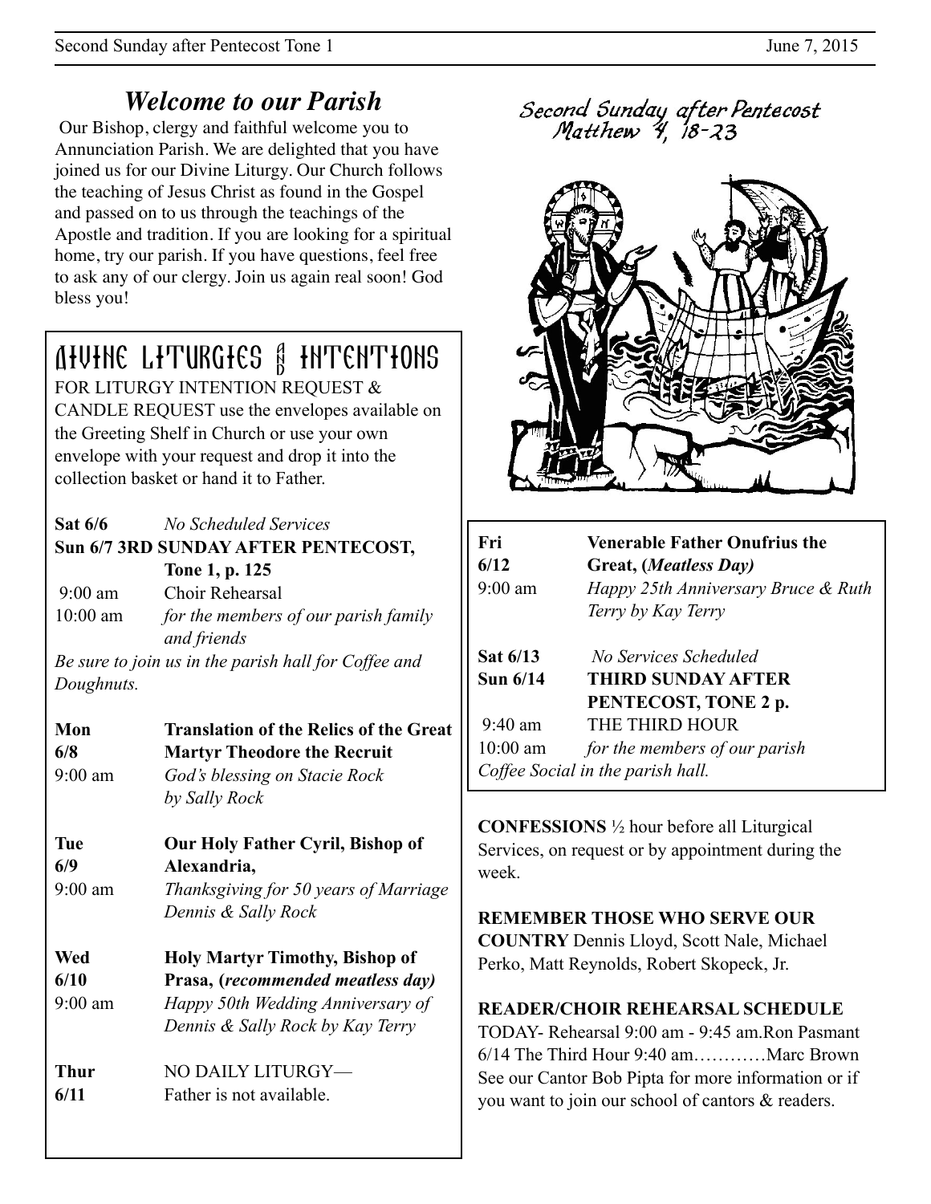## *Welcome to our Parish*

Our Bishop, clergy and faithful welcome you to Annunciation Parish. We are delighted that you have joined us for our Divine Liturgy. Our Church follows the teaching of Jesus Christ as found in the Gospel and passed on to us through the teachings of the Apostle and tradition. If you are looking for a spiritual home, try our parish. If you have questions, feel free to ask any of our clergy. Join us again real soon! God bless you!

## DIVINE LITURGIES & INTENTIONS

FOR LITURGY INTENTION REQUEST & CANDLE REQUEST use the envelopes available on the Greeting Shelf in Church or use your own envelope with your request and drop it into the collection basket or hand it to Father.

**Sat 6/6** *No Scheduled Services*

**Sun 6/7 3RD SUNDAY AFTER PENTECOST, Tone 1, p. 125**

9:00 am Choir Rehearsal

10:00 am *for the members of our parish family and friends*

*Be sure to join us in the parish hall for Coffee and Doughnuts.*

**Mon 6/8 Translation of the Relics of the Great Martyr Theodore the Recruit**

9:00 am *God's blessing on Stacie Rock by Sally Rock*

**Tue 6/9 Our Holy Father Cyril, Bishop of Alexandria,**

9:00 am *Thanksgiving for 50 years of Marriage Dennis & Sally Rock*

**Wed 6/10 Holy Martyr Timothy, Bishop of Prasa, (*recommended meatless day*)**

9:00 am *Happy 50th Wedding Anniversary of Dennis & Sally Rock by Kay Terry*

**Thur 6/11** NO DAILY LITURGY— Father is not available.

Second Sunday after Pentecost
Matthew 4, 18-23

**Fri 6/12 Venerable Father Onufrius the Great, (*Meatless Day*)**

9:00 am *Happy 25th Anniversary Bruce & Ruth Terry by Kay Terry*

**Sat 6/13** *No Services Scheduled*

**Sun 6/14 THIRD SUNDAY AFTER PENTECOST, TONE 2 p.**

9:40 am THE THIRD HOUR

10:00 am *for the members of our parish*

*Coffee Social in the parish hall.*

**CONFESSIONS** ½ hour before all Liturgical Services, on request or by appointment during the week.

**REMEMBER THOSE WHO SERVE OUR COUNTRY** Dennis Lloyd, Scott Nale, Michael Perko, Matt Reynolds, Robert Skopeck, Jr.

**READER/CHOIR REHEARSAL SCHEDULE**

TODAY- Rehearsal 9:00 am - 9:45 am.Ron Pasmant

6/14 The Third Hour 9:40 am…………Marc Brown

See our Cantor Bob Pipta for more information or if you want to join our school of cantors & readers.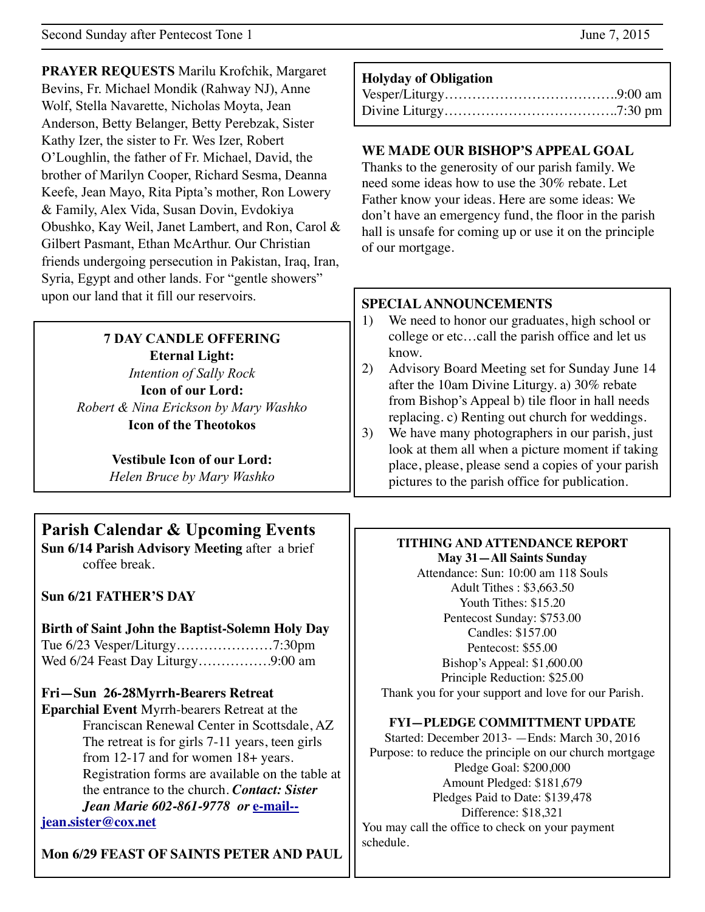**PRAYER REQUESTS** Marilu Krofchik, Margaret Bevins, Fr. Michael Mondik (Rahway NJ), Anne Wolf, Stella Navarette, Nicholas Moyta, Jean Anderson, Betty Belanger, Betty Perebzak, Sister Kathy Izer, the sister to Fr. Wes Izer, Robert O'Loughlin, the father of Fr. Michael, David, the brother of Marilyn Cooper, Richard Sesma, Deanna Keefe, Jean Mayo, Rita Pipta's mother, Ron Lowery & Family, Alex Vida, Susan Dovin, Evdokiya Obushko, Kay Weil, Janet Lambert, and Ron, Carol & Gilbert Pasmant, Ethan McArthur. Our Christian friends undergoing persecution in Pakistan, Iraq, Iran, Syria, Egypt and other lands. For "gentle showers" upon our land that it fill our reservoirs.

**7 DAY CANDLE OFFERING**

**Eternal Light:**
*Intention of Sally Rock*

**Icon of our Lord:**
*Robert & Nina Erickson by Mary Washko*

**Icon of the Theotokos**

**Vestibule Icon of our Lord:**
*Helen Bruce by Mary Washko*

## Parish Calendar & Upcoming Events

**Sun 6/14 Parish Advisory Meeting** after a brief coffee break.

**Sun 6/21 FATHER'S DAY**

**Birth of Saint John the Baptist-Solemn Holy Day**
Tue 6/23 Vesper/Liturgy…………………7:30pm
Wed 6/24 Feast Day Liturgy…………….9:00 am

**Fri—Sun 26-28Myrrh-Bearers Retreat**
**Eparchial Event** Myrrh-bearers Retreat at the Franciscan Renewal Center in Scottsdale, AZ The retreat is for girls 7-11 years, teen girls from 12-17 and for women 18+ years. Registration forms are available on the table at the entrance to the church. ***Contact: Sister Jean Marie 602-861-9778 or*** **e-mail--jean.sister@cox.net**

**Mon 6/29 FEAST OF SAINTS PETER AND PAUL**

**Holyday of Obligation**
Vesper/Liturgy……………………………….9:00 am
Divine Liturgy……………………………….7:30 pm

**WE MADE OUR BISHOP'S APPEAL GOAL**
Thanks to the generosity of our parish family. We need some ideas how to use the 30% rebate. Let Father know your ideas. Here are some ideas: We don't have an emergency fund, the floor in the parish hall is unsafe for coming up or use it on the principle of our mortgage.

**SPECIAL ANNOUNCEMENTS**

1) We need to honor our graduates, high school or college or etc…call the parish office and let us know.
2) Advisory Board Meeting set for Sunday June 14 after the 10am Divine Liturgy. a) 30% rebate from Bishop's Appeal b) tile floor in hall needs replacing. c) Renting out church for weddings.
3) We have many photographers in our parish, just look at them all when a picture moment if taking place, please, please send a copies of your parish pictures to the parish office for publication.

**TITHING AND ATTENDANCE REPORT**
**May 31—All Saints Sunday**
Attendance: Sun: 10:00 am 118 Souls
Adult Tithes : $3,663.50
Youth Tithes: $15.20
Pentecost Sunday: $753.00
Candles: $157.00
Pentecost: $55.00
Bishop's Appeal: $1,600.00
Principle Reduction: $25.00
Thank you for your support and love for our Parish.

**FYI—PLEDGE COMMITTMENT UPDATE**
Started: December 2013- —Ends: March 30, 2016
Purpose: to reduce the principle on our church mortgage
Pledge Goal: $200,000
Amount Pledged: $181,679
Pledges Paid to Date: $139,478
Difference: $18,321
You may call the office to check on your payment schedule.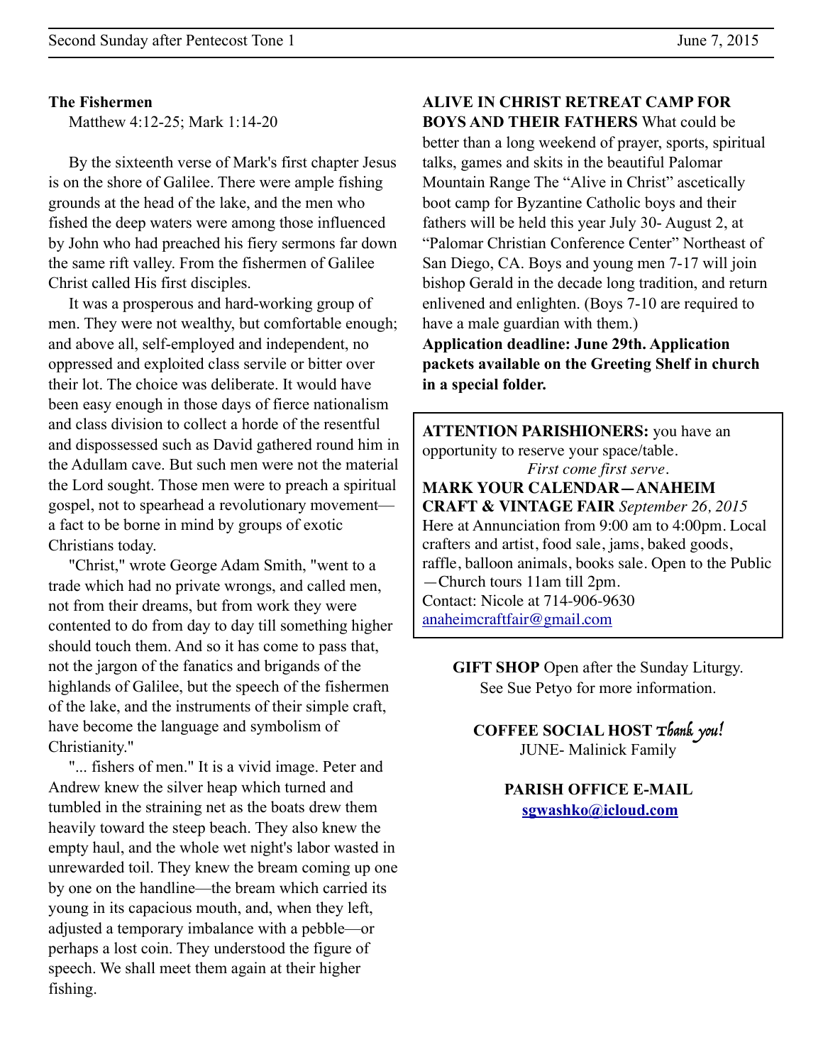## The Fishermen

Matthew 4:12-25; Mark 1:14-20

By the sixteenth verse of Mark's first chapter Jesus is on the shore of Galilee. There were ample fishing grounds at the head of the lake, and the men who fished the deep waters were among those influenced by John who had preached his fiery sermons far down the same rift valley. From the fishermen of Galilee Christ called His first disciples.

It was a prosperous and hard-working group of men. They were not wealthy, but comfortable enough; and above all, self-employed and independent, no oppressed and exploited class servile or bitter over their lot. The choice was deliberate. It would have been easy enough in those days of fierce nationalism and class division to collect a horde of the resentful and dispossessed such as David gathered round him in the Adullam cave. But such men were not the material the Lord sought. Those men were to preach a spiritual gospel, not to spearhead a revolutionary movement—a fact to be borne in mind by groups of exotic Christians today.

"Christ," wrote George Adam Smith, "went to a trade which had no private wrongs, and called men, not from their dreams, but from work they were contented to do from day to day till something higher should touch them. And so it has come to pass that, not the jargon of the fanatics and brigands of the highlands of Galilee, but the speech of the fishermen of the lake, and the instruments of their simple craft, have become the language and symbolism of Christianity."

"... fishers of men." It is a vivid image. Peter and Andrew knew the silver heap which turned and tumbled in the straining net as the boats drew them heavily toward the steep beach. They also knew the empty haul, and the whole wet night's labor wasted in unrewarded toil. They knew the bream coming up one by one on the handline—the bream which carried its young in its capacious mouth, and, when they left, adjusted a temporary imbalance with a pebble—or perhaps a lost coin. They understood the figure of speech. We shall meet them again at their higher fishing.

**ALIVE IN CHRIST RETREAT CAMP FOR BOYS AND THEIR FATHERS** What could be better than a long weekend of prayer, sports, spiritual talks, games and skits in the beautiful Palomar Mountain Range The "Alive in Christ" ascetically boot camp for Byzantine Catholic boys and their fathers will be held this year July 30- August 2, at "Palomar Christian Conference Center" Northeast of San Diego, CA. Boys and young men 7-17 will join bishop Gerald in the decade long tradition, and return enlivened and enlighten. (Boys 7-10 are required to have a male guardian with them.)
**Application deadline: June 29th. Application packets available on the Greeting Shelf in church in a special folder.**

**ATTENTION PARISHIONERS:** you have an opportunity to reserve your space/table.
*First come first serve.*
**MARK YOUR CALENDAR—ANAHEIM CRAFT & VINTAGE FAIR** *September 26, 2015*
Here at Annunciation from 9:00 am to 4:00pm. Local crafters and artist, food sale, jams, baked goods, raffle, balloon animals, books sale. Open to the Public—Church tours 11am till 2pm.
Contact: Nicole at 714-906-9630
anaheimcraftfair@gmail.com

**GIFT SHOP** Open after the Sunday Liturgy. See Sue Petyo for more information.

**COFFEE SOCIAL HOST** *Thank you!*
JUNE- Malinick Family

**PARISH OFFICE E-MAIL**
**sgwashko@icloud.com**